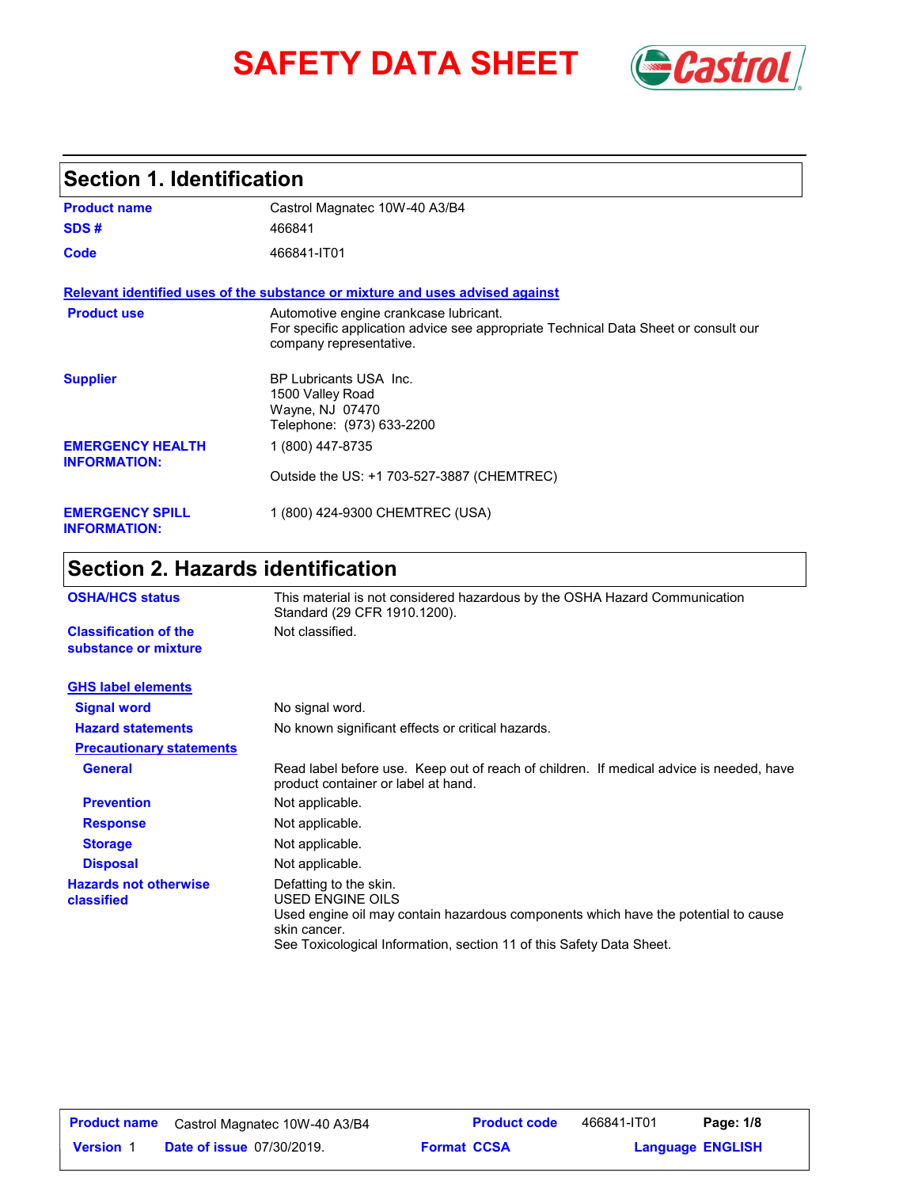# SAFETY DATA SHEET

## Section 1. Identification

| | |
|---|---|
| **Product name** | Castrol Magnatec 10W-40 A3/B4 |
| **SDS #** | 466841 |
| **Code** | 466841-IT01 |

**Relevant identified uses of the substance or mixture and uses advised against**

| | |
|---|---|
| **Product use** | Automotive engine crankcase lubricant.<br>For specific application advice see appropriate Technical Data Sheet or consult our company representative. |
| **Supplier** | BP Lubricants USA Inc.<br>1500 Valley Road<br>Wayne, NJ 07470<br>Telephone: (973) 633-2200 |
| **EMERGENCY HEALTH INFORMATION:** | 1 (800) 447-8735<br><br>Outside the US: +1 703-527-3887 (CHEMTREC) |
| **EMERGENCY SPILL INFORMATION:** | 1 (800) 424-9300 CHEMTREC (USA) |

## Section 2. Hazards identification

| | |
|---|---|
| **OSHA/HCS status** | This material is not considered hazardous by the OSHA Hazard Communication Standard (29 CFR 1910.1200). |
| **Classification of the substance or mixture** | Not classified. |

**GHS label elements**

| | |
|---|---|
| **Signal word** | No signal word. |
| **Hazard statements** | No known significant effects or critical hazards. |

**Precautionary statements**

| | |
|---|---|
| **General** | Read label before use. Keep out of reach of children. If medical advice is needed, have product container or label at hand. |
| **Prevention** | Not applicable. |
| **Response** | Not applicable. |
| **Storage** | Not applicable. |
| **Disposal** | Not applicable. |
| **Hazards not otherwise classified** | Defatting to the skin.<br>USED ENGINE OILS<br>Used engine oil may contain hazardous components which have the potential to cause skin cancer.<br>See Toxicological Information, section 11 of this Safety Data Sheet. |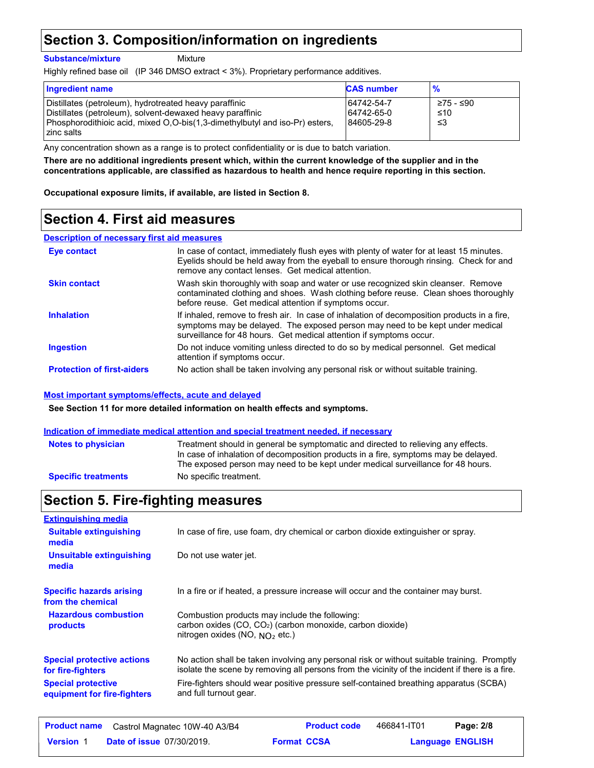# Section 3. Composition/information on ingredients

**Substance/mixture** Mixture

Highly refined base oil (IP 346 DMSO extract < 3%). Proprietary performance additives.

| Ingredient name | CAS number | % |
|---|---|---|
| Distillates (petroleum), hydrotreated heavy paraffinic | 64742-54-7 | ≥75 - ≤90 |
| Distillates (petroleum), solvent-dewaxed heavy paraffinic | 64742-65-0 | ≤10 |
| Phosphorodithioic acid, mixed O,O-bis(1,3-dimethylbutyl and iso-Pr) esters, zinc salts | 84605-29-8 | ≤3 |

Any concentration shown as a range is to protect confidentiality or is due to batch variation.

**There are no additional ingredients present which, within the current knowledge of the supplier and in the concentrations applicable, are classified as hazardous to health and hence require reporting in this section.**

**Occupational exposure limits, if available, are listed in Section 8.**

# Section 4. First aid measures

## Description of necessary first aid measures

**Eye contact**
In case of contact, immediately flush eyes with plenty of water for at least 15 minutes. Eyelids should be held away from the eyeball to ensure thorough rinsing. Check for and remove any contact lenses. Get medical attention.

**Skin contact**
Wash skin thoroughly with soap and water or use recognized skin cleanser. Remove contaminated clothing and shoes. Wash clothing before reuse. Clean shoes thoroughly before reuse. Get medical attention if symptoms occur.

**Inhalation**
If inhaled, remove to fresh air. In case of inhalation of decomposition products in a fire, symptoms may be delayed. The exposed person may need to be kept under medical surveillance for 48 hours. Get medical attention if symptoms occur.

**Ingestion**
Do not induce vomiting unless directed to do so by medical personnel. Get medical attention if symptoms occur.

**Protection of first-aiders**
No action shall be taken involving any personal risk or without suitable training.

## Most important symptoms/effects, acute and delayed

**See Section 11 for more detailed information on health effects and symptoms.**

## Indication of immediate medical attention and special treatment needed, if necessary

**Notes to physician**
Treatment should in general be symptomatic and directed to relieving any effects. In case of inhalation of decomposition products in a fire, symptoms may be delayed. The exposed person may need to be kept under medical surveillance for 48 hours.

**Specific treatments**
No specific treatment.

# Section 5. Fire-fighting measures

## Extinguishing media

**Suitable extinguishing media**
In case of fire, use foam, dry chemical or carbon dioxide extinguisher or spray.

**Unsuitable extinguishing media**
Do not use water jet.

**Specific hazards arising from the chemical**
In a fire or if heated, a pressure increase will occur and the container may burst.

**Hazardous combustion products**
Combustion products may include the following:
carbon oxides (CO, $CO_2$) (carbon monoxide, carbon dioxide)
nitrogen oxides (NO, $NO_2$ etc.)

**Special protective actions for fire-fighters**
No action shall be taken involving any personal risk or without suitable training. Promptly isolate the scene by removing all persons from the vicinity of the incident if there is a fire.

**Special protective equipment for fire-fighters**
Fire-fighters should wear positive pressure self-contained breathing apparatus (SCBA) and full turnout gear.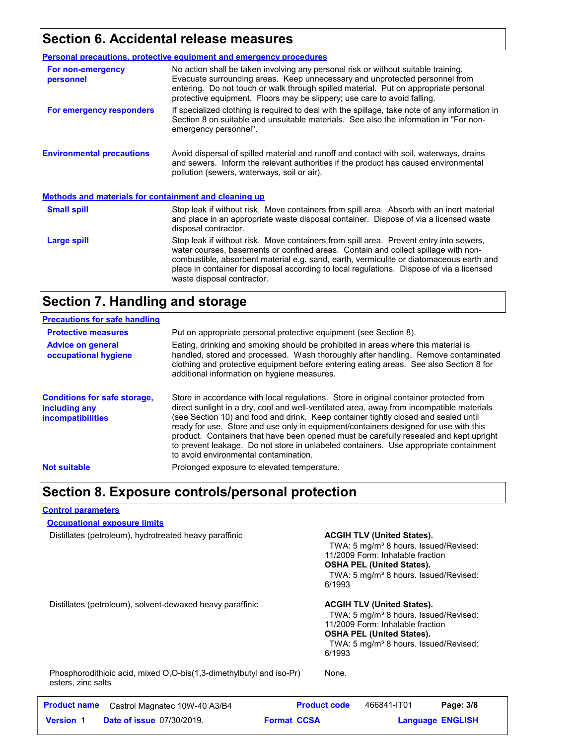## Section 6. Accidental release measures

### Personal precautions, protective equipment and emergency procedures

**For non-emergency personnel**

No action shall be taken involving any personal risk or without suitable training. Evacuate surrounding areas. Keep unnecessary and unprotected personnel from entering. Do not touch or walk through spilled material. Put on appropriate personal protective equipment. Floors may be slippery; use care to avoid falling.

**For emergency responders**

If specialized clothing is required to deal with the spillage, take note of any information in Section 8 on suitable and unsuitable materials. See also the information in "For non-emergency personnel".

**Environmental precautions**

Avoid dispersal of spilled material and runoff and contact with soil, waterways, drains and sewers. Inform the relevant authorities if the product has caused environmental pollution (sewers, waterways, soil or air).

### Methods and materials for containment and cleaning up

**Small spill**

Stop leak if without risk. Move containers from spill area. Absorb with an inert material and place in an appropriate waste disposal container. Dispose of via a licensed waste disposal contractor.

**Large spill**

Stop leak if without risk. Move containers from spill area. Prevent entry into sewers, water courses, basements or confined areas. Contain and collect spillage with non-combustible, absorbent material e.g. sand, earth, vermiculite or diatomaceous earth and place in container for disposal according to local regulations. Dispose of via a licensed waste disposal contractor.

## Section 7. Handling and storage

### Precautions for safe handling

**Protective measures**

Put on appropriate personal protective equipment (see Section 8).

**Advice on general occupational hygiene**

Eating, drinking and smoking should be prohibited in areas where this material is handled, stored and processed. Wash thoroughly after handling. Remove contaminated clothing and protective equipment before entering eating areas. See also Section 8 for additional information on hygiene measures.

**Conditions for safe storage, including any incompatibilities**

Store in accordance with local regulations. Store in original container protected from direct sunlight in a dry, cool and well-ventilated area, away from incompatible materials (see Section 10) and food and drink. Keep container tightly closed and sealed until ready for use. Store and use only in equipment/containers designed for use with this product. Containers that have been opened must be carefully resealed and kept upright to prevent leakage. Do not store in unlabeled containers. Use appropriate containment to avoid environmental contamination.

**Not suitable**

Prolonged exposure to elevated temperature.

## Section 8. Exposure controls/personal protection

### Control parameters

#### Occupational exposure limits

| Ingredient | Exposure limits |
| --- | --- |
| Distillates (petroleum), hydrotreated heavy paraffinic | **ACGIH TLV (United States).** TWA: 5 mg/m³ 8 hours. Issued/Revised: 11/2009 Form: Inhalable fraction **OSHA PEL (United States).** TWA: 5 mg/m³ 8 hours. Issued/Revised: 6/1993 |
| Distillates (petroleum), solvent-dewaxed heavy paraffinic | **ACGIH TLV (United States).** TWA: 5 mg/m³ 8 hours. Issued/Revised: 11/2009 Form: Inhalable fraction **OSHA PEL (United States).** TWA: 5 mg/m³ 8 hours. Issued/Revised: 6/1993 |
| Phosphorodithioic acid, mixed O,O-bis(1,3-dimethylbutyl and iso-Pr) esters, zinc salts | None. |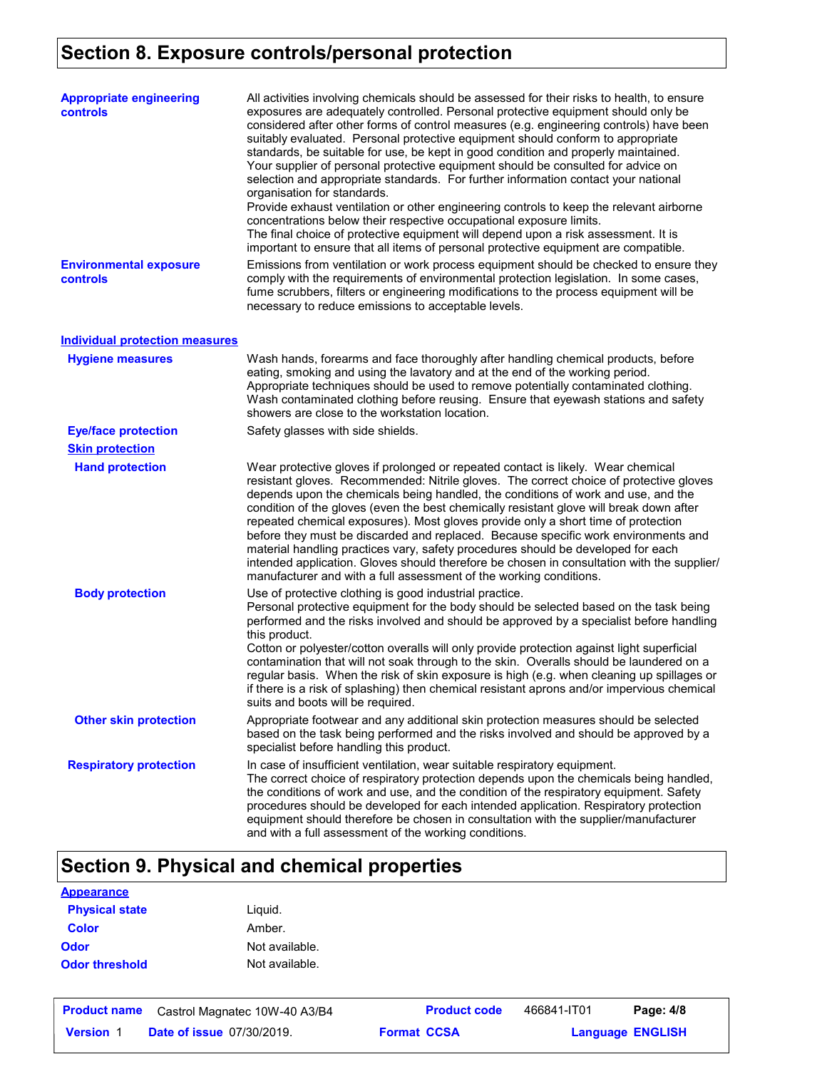# Section 8. Exposure controls/personal protection

**Appropriate engineering controls**

All activities involving chemicals should be assessed for their risks to health, to ensure exposures are adequately controlled. Personal protective equipment should only be considered after other forms of control measures (e.g. engineering controls) have been suitably evaluated. Personal protective equipment should conform to appropriate standards, be suitable for use, be kept in good condition and properly maintained. Your supplier of personal protective equipment should be consulted for advice on selection and appropriate standards. For further information contact your national organisation for standards.
Provide exhaust ventilation or other engineering controls to keep the relevant airborne concentrations below their respective occupational exposure limits.
The final choice of protective equipment will depend upon a risk assessment. It is important to ensure that all items of personal protective equipment are compatible.

**Environmental exposure controls**

Emissions from ventilation or work process equipment should be checked to ensure they comply with the requirements of environmental protection legislation. In some cases, fume scrubbers, filters or engineering modifications to the process equipment will be necessary to reduce emissions to acceptable levels.

## Individual protection measures

**Hygiene measures**

Wash hands, forearms and face thoroughly after handling chemical products, before eating, smoking and using the lavatory and at the end of the working period. Appropriate techniques should be used to remove potentially contaminated clothing. Wash contaminated clothing before reusing. Ensure that eyewash stations and safety showers are close to the workstation location.

**Eye/face protection**

Safety glasses with side shields.

### Skin protection

**Hand protection**

Wear protective gloves if prolonged or repeated contact is likely. Wear chemical resistant gloves. Recommended: Nitrile gloves. The correct choice of protective gloves depends upon the chemicals being handled, the conditions of work and use, and the condition of the gloves (even the best chemically resistant glove will break down after repeated chemical exposures). Most gloves provide only a short time of protection before they must be discarded and replaced. Because specific work environments and material handling practices vary, safety procedures should be developed for each intended application. Gloves should therefore be chosen in consultation with the supplier/manufacturer and with a full assessment of the working conditions.

**Body protection**

Use of protective clothing is good industrial practice.
Personal protective equipment for the body should be selected based on the task being performed and the risks involved and should be approved by a specialist before handling this product.
Cotton or polyester/cotton overalls will only provide protection against light superficial contamination that will not soak through to the skin. Overalls should be laundered on a regular basis. When the risk of skin exposure is high (e.g. when cleaning up spillages or if there is a risk of splashing) then chemical resistant aprons and/or impervious chemical suits and boots will be required.

**Other skin protection**

Appropriate footwear and any additional skin protection measures should be selected based on the task being performed and the risks involved and should be approved by a specialist before handling this product.

**Respiratory protection**

In case of insufficient ventilation, wear suitable respiratory equipment.
The correct choice of respiratory protection depends upon the chemicals being handled, the conditions of work and use, and the condition of the respiratory equipment. Safety procedures should be developed for each intended application. Respiratory protection equipment should therefore be chosen in consultation with the supplier/manufacturer and with a full assessment of the working conditions.

# Section 9. Physical and chemical properties

## Appearance

| | |
|---|---|
| **Physical state** | Liquid. |
| **Color** | Amber. |
| **Odor** | Not available. |
| **Odor threshold** | Not available. |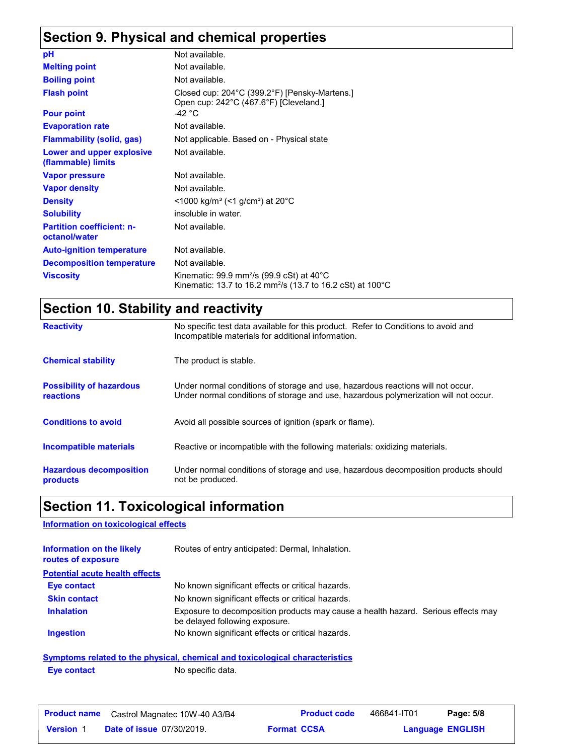## Section 9. Physical and chemical properties

| | |
|---|---|
| **pH** | Not available. |
| **Melting point** | Not available. |
| **Boiling point** | Not available. |
| **Flash point** | Closed cup: 204°C (399.2°F) [Pensky-Martens.]<br>Open cup: 242°C (467.6°F) [Cleveland.] |
| **Pour point** | -42 °C |
| **Evaporation rate** | Not available. |
| **Flammability (solid, gas)** | Not applicable. Based on - Physical state |
| **Lower and upper explosive (flammable) limits** | Not available. |
| **Vapor pressure** | Not available. |
| **Vapor density** | Not available. |
| **Density** | <1000 kg/m³ (<1 g/cm³) at 20°C |
| **Solubility** | insoluble in water. |
| **Partition coefficient: n-octanol/water** | Not available. |
| **Auto-ignition temperature** | Not available. |
| **Decomposition temperature** | Not available. |
| **Viscosity** | Kinematic: 99.9 mm²/s (99.9 cSt) at 40°C<br>Kinematic: 13.7 to 16.2 mm²/s (13.7 to 16.2 cSt) at 100°C |

## Section 10. Stability and reactivity

| | |
|---|---|
| **Reactivity** | No specific test data available for this product. Refer to Conditions to avoid and Incompatible materials for additional information. |
| **Chemical stability** | The product is stable. |
| **Possibility of hazardous reactions** | Under normal conditions of storage and use, hazardous reactions will not occur.<br>Under normal conditions of storage and use, hazardous polymerization will not occur. |
| **Conditions to avoid** | Avoid all possible sources of ignition (spark or flame). |
| **Incompatible materials** | Reactive or incompatible with the following materials: oxidizing materials. |
| **Hazardous decomposition products** | Under normal conditions of storage and use, hazardous decomposition products should not be produced. |

## Section 11. Toxicological information

**Information on toxicological effects**

| | |
|---|---|
| **Information on the likely routes of exposure** | Routes of entry anticipated: Dermal, Inhalation. |

**Potential acute health effects**

| | |
|---|---|
| **Eye contact** | No known significant effects or critical hazards. |
| **Skin contact** | No known significant effects or critical hazards. |
| **Inhalation** | Exposure to decomposition products may cause a health hazard. Serious effects may be delayed following exposure. |
| **Ingestion** | No known significant effects or critical hazards. |

**Symptoms related to the physical, chemical and toxicological characteristics**

| | |
|---|---|
| **Eye contact** | No specific data. |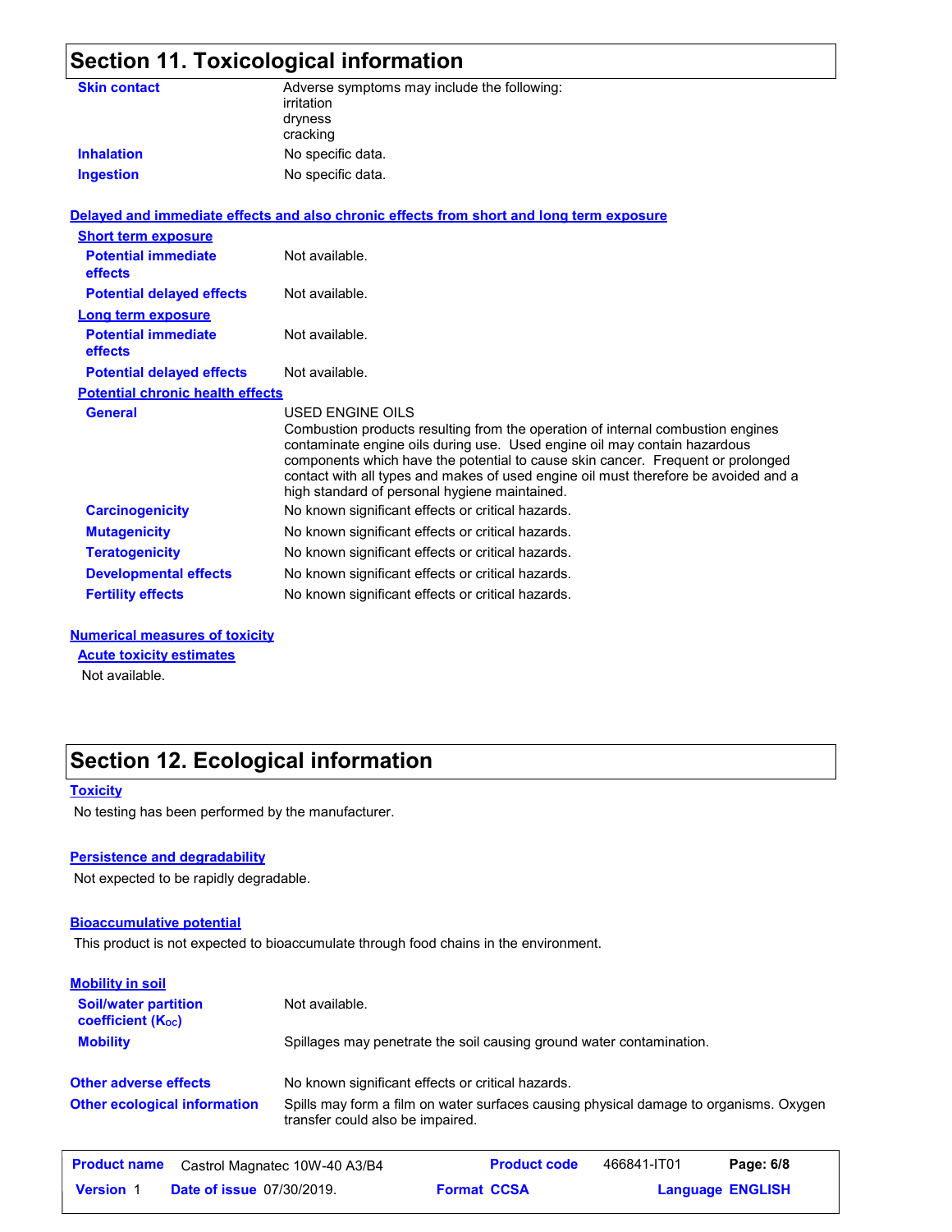## Section 11. Toxicological information

| | |
|---|---|
| **Skin contact** | Adverse symptoms may include the following:<br>irritation<br>dryness<br>cracking |
| **Inhalation** | No specific data. |
| **Ingestion** | No specific data. |

### Delayed and immediate effects and also chronic effects from short and long term exposure

**Short term exposure**

| | |
|---|---|
| **Potential immediate effects** | Not available. |
| **Potential delayed effects** | Not available. |

**Long term exposure**

| | |
|---|---|
| **Potential immediate effects** | Not available. |
| **Potential delayed effects** | Not available. |

**Potential chronic health effects**

| | |
|---|---|
| **General** | USED ENGINE OILS<br>Combustion products resulting from the operation of internal combustion engines contaminate engine oils during use. Used engine oil may contain hazardous components which have the potential to cause skin cancer. Frequent or prolonged contact with all types and makes of used engine oil must therefore be avoided and a high standard of personal hygiene maintained. |
| **Carcinogenicity** | No known significant effects or critical hazards. |
| **Mutagenicity** | No known significant effects or critical hazards. |
| **Teratogenicity** | No known significant effects or critical hazards. |
| **Developmental effects** | No known significant effects or critical hazards. |
| **Fertility effects** | No known significant effects or critical hazards. |

### Numerical measures of toxicity

**Acute toxicity estimates**

Not available.

## Section 12. Ecological information

### Toxicity

No testing has been performed by the manufacturer.

### Persistence and degradability

Not expected to be rapidly degradable.

### Bioaccumulative potential

This product is not expected to bioaccumulate through food chains in the environment.

### Mobility in soil

| | |
|---|---|
| **Soil/water partition coefficient ($K_{OC}$)** | Not available. |
| **Mobility** | Spillages may penetrate the soil causing ground water contamination. |

| | |
|---|---|
| **Other adverse effects** | No known significant effects or critical hazards. |
| **Other ecological information** | Spills may form a film on water surfaces causing physical damage to organisms. Oxygen transfer could also be impaired. |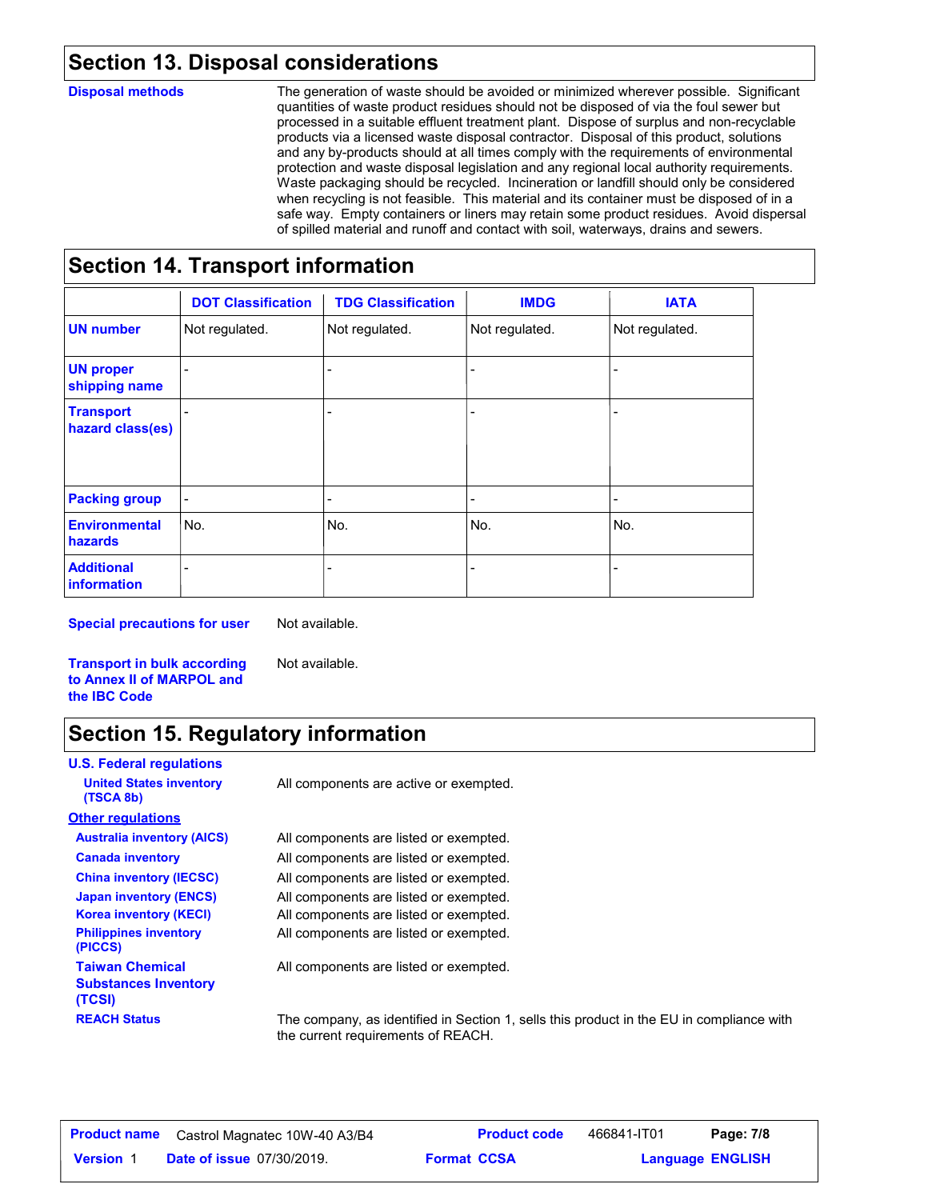## Section 13. Disposal considerations

**Disposal methods**

The generation of waste should be avoided or minimized wherever possible. Significant quantities of waste product residues should not be disposed of via the foul sewer but processed in a suitable effluent treatment plant. Dispose of surplus and non-recyclable products via a licensed waste disposal contractor. Disposal of this product, solutions and any by-products should at all times comply with the requirements of environmental protection and waste disposal legislation and any regional local authority requirements. Waste packaging should be recycled. Incineration or landfill should only be considered when recycling is not feasible. This material and its container must be disposed of in a safe way. Empty containers or liners may retain some product residues. Avoid dispersal of spilled material and runoff and contact with soil, waterways, drains and sewers.

## Section 14. Transport information

| | DOT Classification | TDG Classification | IMDG | IATA |
|---|---|---|---|---|
| **UN number** | Not regulated. | Not regulated. | Not regulated. | Not regulated. |
| **UN proper shipping name** | - | - | - | - |
| **Transport hazard class(es)** | - | - | - | - |
| **Packing group** | - | - | - | - |
| **Environmental hazards** | No. | No. | No. | No. |
| **Additional information** | - | - | - | - |

**Special precautions for user** Not available.

**Transport in bulk according to Annex II of MARPOL and the IBC Code** Not available.

## Section 15. Regulatory information

**U.S. Federal regulations**

**United States inventory (TSCA 8b)** All components are active or exempted.

**Other regulations**

**Australia inventory (AICS)** All components are listed or exempted.

**Canada inventory** All components are listed or exempted.

**China inventory (IECSC)** All components are listed or exempted.

**Japan inventory (ENCS)** All components are listed or exempted.

**Korea inventory (KECI)** All components are listed or exempted.

**Philippines inventory (PICCS)** All components are listed or exempted.

**Taiwan Chemical Substances Inventory (TCSI)** All components are listed or exempted.

**REACH Status** The company, as identified in Section 1, sells this product in the EU in compliance with the current requirements of REACH.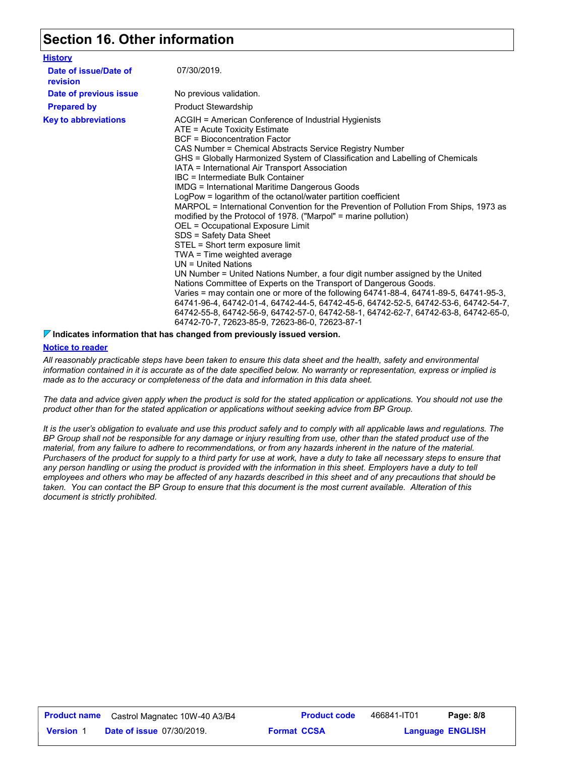## Section 16. Other information

**History**

| | |
|---|---|
| **Date of issue/Date of revision** | 07/30/2019. |
| **Date of previous issue** | No previous validation. |
| **Prepared by** | Product Stewardship |

**Key to abbreviations**

ACGIH = American Conference of Industrial Hygienists
ATE = Acute Toxicity Estimate
BCF = Bioconcentration Factor
CAS Number = Chemical Abstracts Service Registry Number
GHS = Globally Harmonized System of Classification and Labelling of Chemicals
IATA = International Air Transport Association
IBC = Intermediate Bulk Container
IMDG = International Maritime Dangerous Goods
LogPow = logarithm of the octanol/water partition coefficient
MARPOL = International Convention for the Prevention of Pollution From Ships, 1973 as modified by the Protocol of 1978. ("Marpol" = marine pollution)
OEL = Occupational Exposure Limit
SDS = Safety Data Sheet
STEL = Short term exposure limit
TWA = Time weighted average
UN = United Nations
UN Number = United Nations Number, a four digit number assigned by the United Nations Committee of Experts on the Transport of Dangerous Goods.
Varies = may contain one or more of the following 64741-88-4, 64741-89-5, 64741-95-3, 64741-96-4, 64742-01-4, 64742-44-5, 64742-45-6, 64742-52-5, 64742-53-6, 64742-54-7, 64742-55-8, 64742-56-9, 64742-57-0, 64742-58-1, 64742-62-7, 64742-63-8, 64742-65-0, 64742-70-7, 72623-85-9, 72623-86-0, 72623-87-1

**Indicates information that has changed from previously issued version.**

**Notice to reader**

*All reasonably practicable steps have been taken to ensure this data sheet and the health, safety and environmental information contained in it is accurate as of the date specified below. No warranty or representation, express or implied is made as to the accuracy or completeness of the data and information in this data sheet.*

*The data and advice given apply when the product is sold for the stated application or applications. You should not use the product other than for the stated application or applications without seeking advice from BP Group.*

*It is the user's obligation to evaluate and use this product safely and to comply with all applicable laws and regulations. The BP Group shall not be responsible for any damage or injury resulting from use, other than the stated product use of the material, from any failure to adhere to recommendations, or from any hazards inherent in the nature of the material. Purchasers of the product for supply to a third party for use at work, have a duty to take all necessary steps to ensure that any person handling or using the product is provided with the information in this sheet. Employers have a duty to tell employees and others who may be affected of any hazards described in this sheet and of any precautions that should be taken. You can contact the BP Group to ensure that this document is the most current available. Alteration of this document is strictly prohibited.*